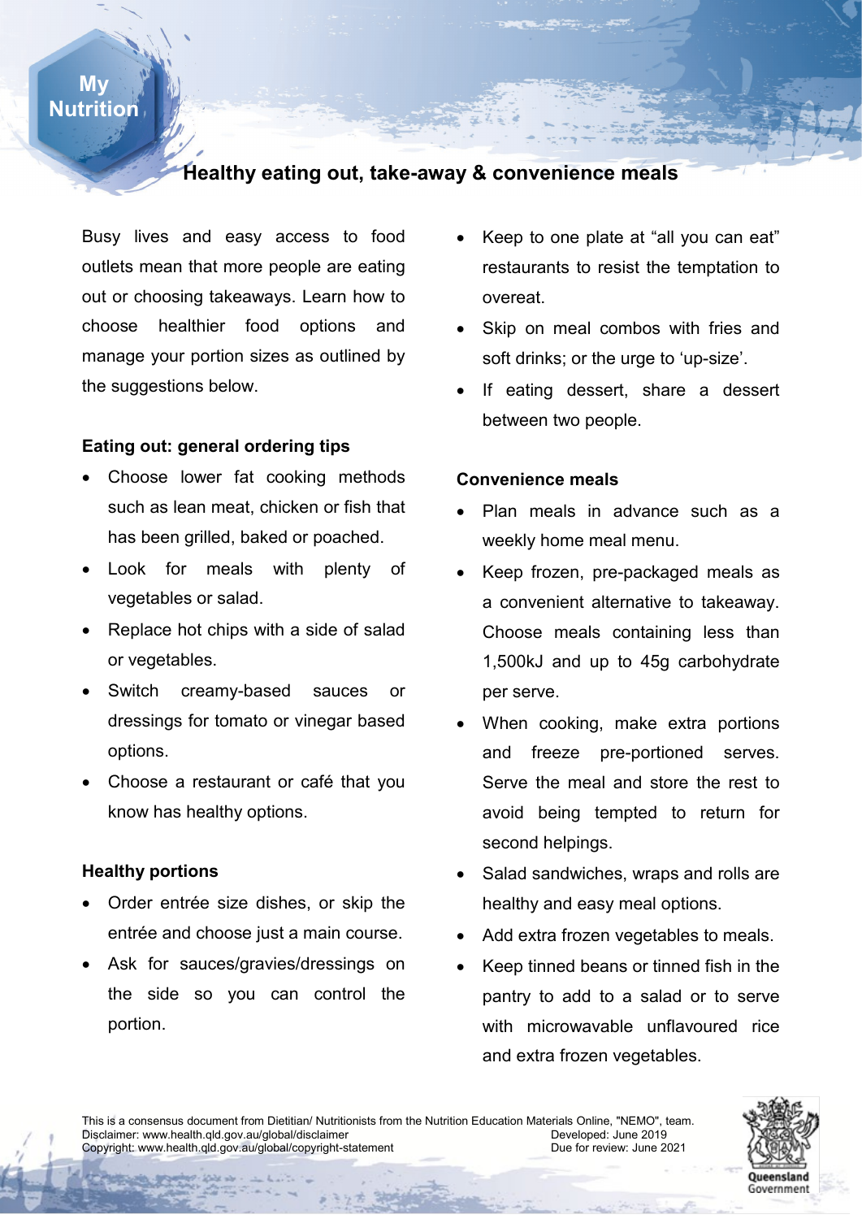My Nutrition

# Healthy eating out, take-away & convenience meals

Busy lives and easy access to food outlets mean that more people are eating out or choosing takeaways. Learn how to choose healthier food options and manage your portion sizes as outlined by the suggestions below.

## Eating out: general ordering tips

- Choose lower fat cooking methods such as lean meat, chicken or fish that has been grilled, baked or poached.
- Look for meals with plenty of vegetables or salad.
- Replace hot chips with a side of salad or vegetables.
- Switch creamy-based sauces or dressings for tomato or vinegar based options.
- Choose a restaurant or café that you know has healthy options.

## Healthy portions

- Order entrée size dishes, or skip the entrée and choose just a main course.
- Ask for sauces/gravies/dressings on the side so you can control the portion.
- Keep to one plate at "all you can eat" restaurants to resist the temptation to overeat.
- Skip on meal combos with fries and soft drinks; or the urge to 'up-size'.
- If eating dessert, share a dessert between two people.

## Convenience meals

- Plan meals in advance such as a weekly home meal menu.
- Keep frozen, pre-packaged meals as a convenient alternative to takeaway. Choose meals containing less than 1,500kJ and up to 45g carbohydrate per serve.
- When cooking, make extra portions and freeze pre-portioned serves. Serve the meal and store the rest to avoid being tempted to return for second helpings.
- Salad sandwiches, wraps and rolls are healthy and easy meal options.
- Add extra frozen vegetables to meals.
- Keep tinned beans or tinned fish in the pantry to add to a salad or to serve with microwavable unflavoured rice and extra frozen vegetables.

This is a consensus document from Dietitian/ Nutritionists from the Nutrition Education Materials Online, "NEMO", team.
Disclaimer: www.health.qld.gov.au/global/disclaimer
Copyright: www.health.qld.gov.au/global/copyright-statement
Developed: June 2019
Due for review: June 2021

Queensland Government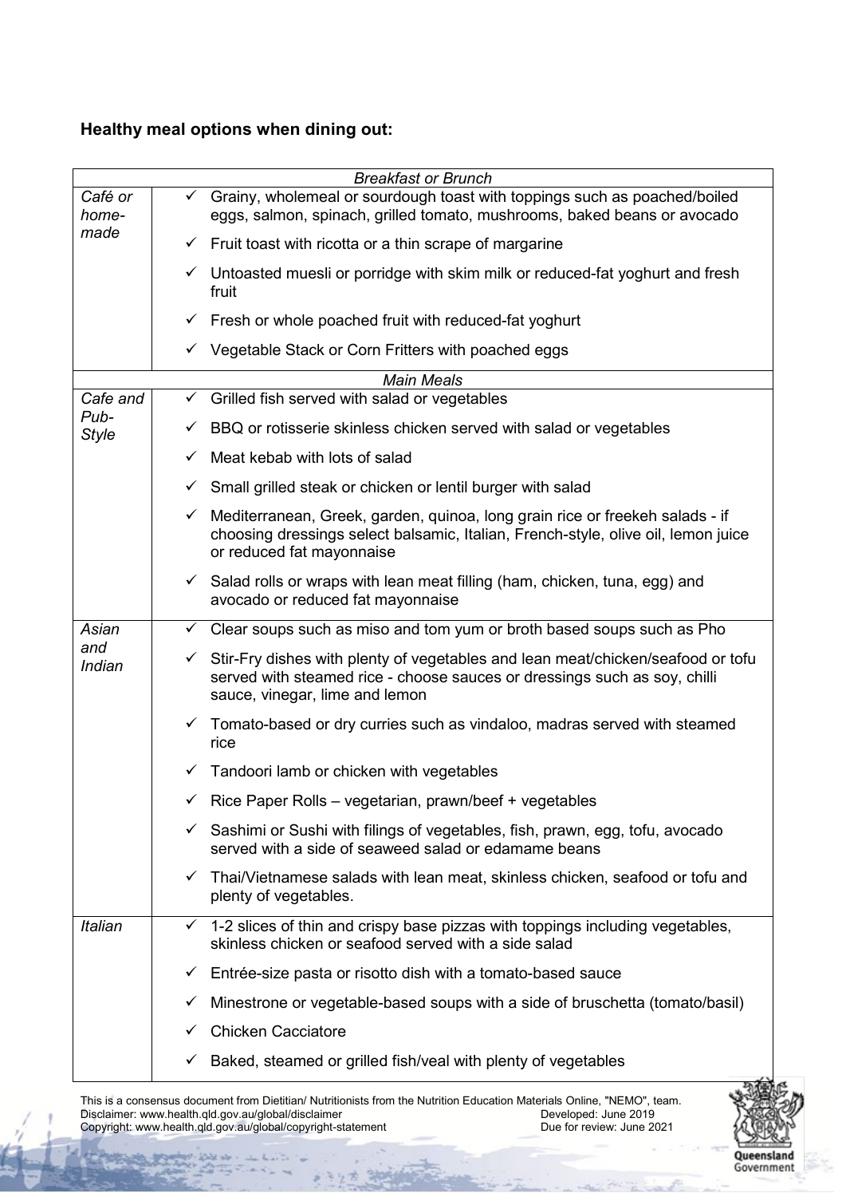**Healthy meal options when dining out:**

| *Breakfast or Brunch* | |
|---|---|
| *Café or home-made* | ✓ Grainy, wholemeal or sourdough toast with toppings such as poached/boiled eggs, salmon, spinach, grilled tomato, mushrooms, baked beans or avocado<br>✓ Fruit toast with ricotta or a thin scrape of margarine<br>✓ Untoasted muesli or porridge with skim milk or reduced-fat yoghurt and fresh fruit<br>✓ Fresh or whole poached fruit with reduced-fat yoghurt<br>✓ Vegetable Stack or Corn Fritters with poached eggs |
| *Main Meals* | |
| *Cafe and Pub-Style* | ✓ Grilled fish served with salad or vegetables<br>✓ BBQ or rotisserie skinless chicken served with salad or vegetables<br>✓ Meat kebab with lots of salad<br>✓ Small grilled steak or chicken or lentil burger with salad<br>✓ Mediterranean, Greek, garden, quinoa, long grain rice or freekeh salads - if choosing dressings select balsamic, Italian, French-style, olive oil, lemon juice or reduced fat mayonnaise<br>✓ Salad rolls or wraps with lean meat filling (ham, chicken, tuna, egg) and avocado or reduced fat mayonnaise |
| *Asian and Indian* | ✓ Clear soups such as miso and tom yum or broth based soups such as Pho<br>✓ Stir-Fry dishes with plenty of vegetables and lean meat/chicken/seafood or tofu served with steamed rice - choose sauces or dressings such as soy, chilli sauce, vinegar, lime and lemon<br>✓ Tomato-based or dry curries such as vindaloo, madras served with steamed rice<br>✓ Tandoori lamb or chicken with vegetables<br>✓ Rice Paper Rolls – vegetarian, prawn/beef + vegetables<br>✓ Sashimi or Sushi with filings of vegetables, fish, prawn, egg, tofu, avocado served with a side of seaweed salad or edamame beans<br>✓ Thai/Vietnamese salads with lean meat, skinless chicken, seafood or tofu and plenty of vegetables. |
| *Italian* | ✓ 1-2 slices of thin and crispy base pizzas with toppings including vegetables, skinless chicken or seafood served with a side salad<br>✓ Entrée-size pasta or risotto dish with a tomato-based sauce<br>✓ Minestrone or vegetable-based soups with a side of bruschetta (tomato/basil)<br>✓ Chicken Cacciatore<br>✓ Baked, steamed or grilled fish/veal with plenty of vegetables |

This is a consensus document from Dietitian/ Nutritionists from the Nutrition Education Materials Online, "NEMO", team.
Disclaimer: www.health.qld.gov.au/global/disclaimer
Copyright: www.health.qld.gov.au/global/copyright-statement
Developed: June 2019
Due for review: June 2021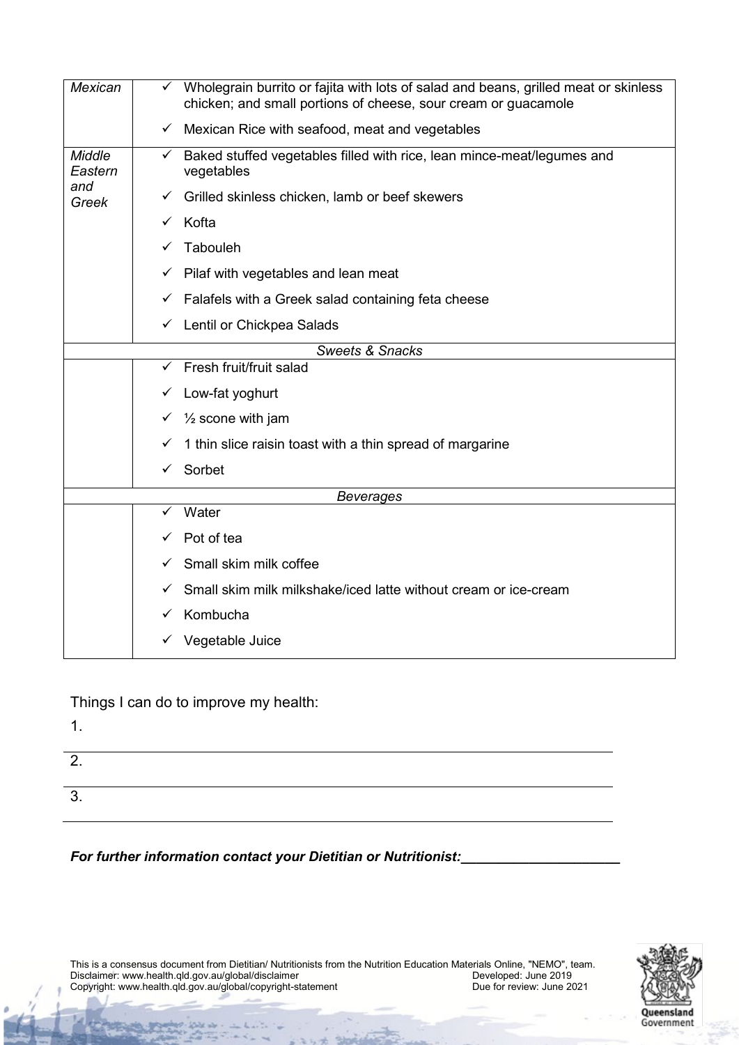| | |
|---|---|
| *Mexican* | ✓ Wholegrain burrito or fajita with lots of salad and beans, grilled meat or skinless chicken; and small portions of cheese, sour cream or guacamole<br>✓ Mexican Rice with seafood, meat and vegetables |
| *Middle Eastern and Greek* | ✓ Baked stuffed vegetables filled with rice, lean mince-meat/legumes and vegetables<br>✓ Grilled skinless chicken, lamb or beef skewers<br>✓ Kofta<br>✓ Tabouleh<br>✓ Pilaf with vegetables and lean meat<br>✓ Falafels with a Greek salad containing feta cheese<br>✓ Lentil or Chickpea Salads |
| *Sweets & Snacks* | |
| | ✓ Fresh fruit/fruit salad<br>✓ Low-fat yoghurt<br>✓ ½ scone with jam<br>✓ 1 thin slice raisin toast with a thin spread of margarine<br>✓ Sorbet |
| *Beverages* | |
| | ✓ Water<br>✓ Pot of tea<br>✓ Small skim milk coffee<br>✓ Small skim milk milkshake/iced latte without cream or ice-cream<br>✓ Kombucha<br>✓ Vegetable Juice |

Things I can do to improve my health:

1. \_\_\_\_\_\_\_\_\_\_\_\_\_\_\_\_\_\_\_\_\_\_\_\_\_\_\_\_\_\_\_\_\_\_\_\_\_\_\_\_

2. \_\_\_\_\_\_\_\_\_\_\_\_\_\_\_\_\_\_\_\_\_\_\_\_\_\_\_\_\_\_\_\_\_\_\_\_\_\_\_\_

3. \_\_\_\_\_\_\_\_\_\_\_\_\_\_\_\_\_\_\_\_\_\_\_\_\_\_\_\_\_\_\_\_\_\_\_\_\_\_\_\_

***For further information contact your Dietitian or Nutritionist:\_\_\_\_\_\_\_\_\_\_\_\_\_\_\_\_\_\_\_\_***

This is a consensus document from Dietitian/ Nutritionists from the Nutrition Education Materials Online, "NEMO", team.
Disclaimer: www.health.qld.gov.au/global/disclaimer — Developed: June 2019
Copyright: www.health.qld.gov.au/global/copyright-statement — Due for review: June 2021

Queensland Government